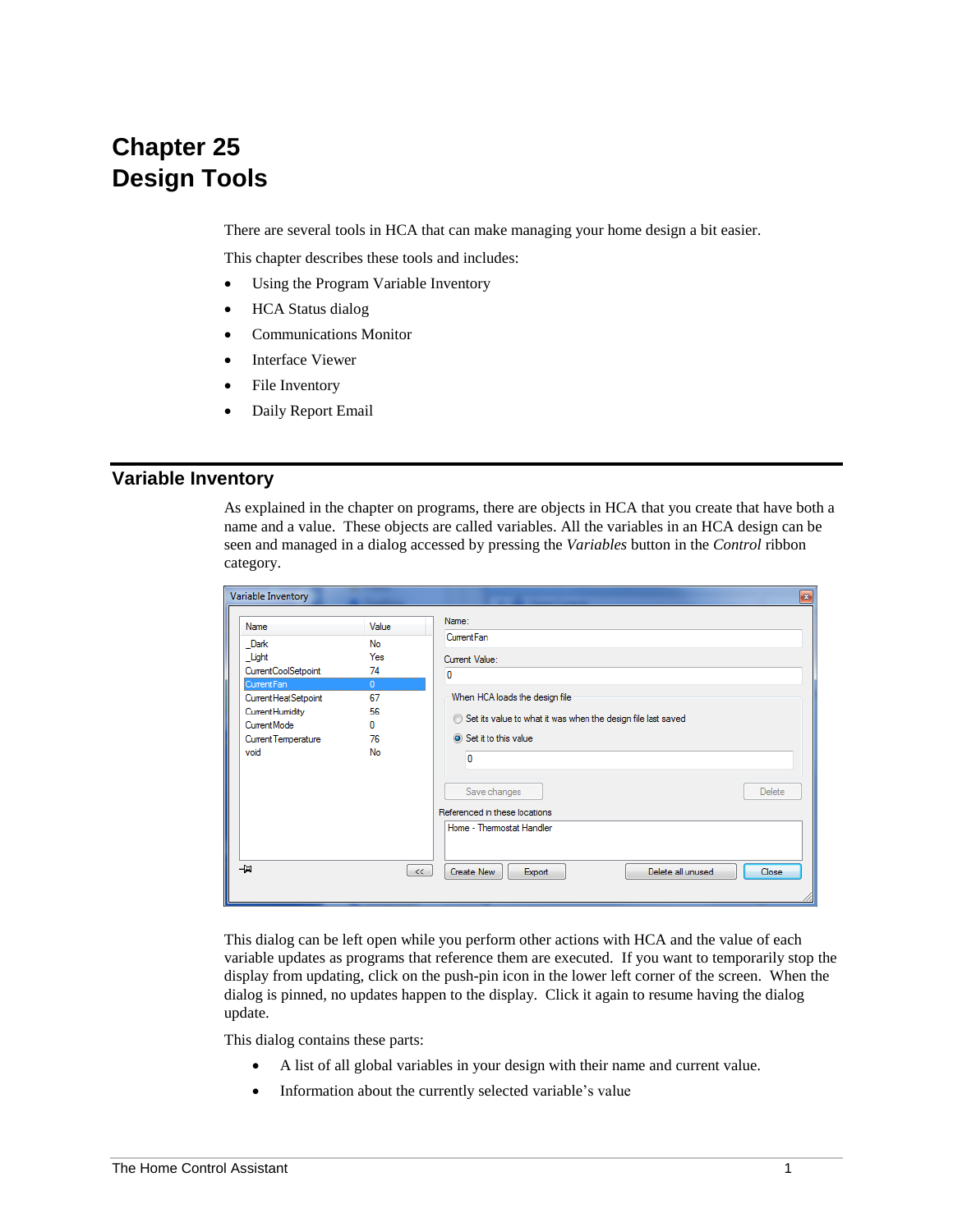# Chapter 25
# Design Tools

There are several tools in HCA that can make managing your home design a bit easier.

This chapter describes these tools and includes:

- Using the Program Variable Inventory
- HCA Status dialog
- Communications Monitor
- Interface Viewer
- File Inventory
- Daily Report Email

## Variable Inventory

As explained in the chapter on programs, there are objects in HCA that you create that have both a name and a value. These objects are called variables. All the variables in an HCA design can be seen and managed in a dialog accessed by pressing the *Variables* button in the *Control* ribbon category.

This dialog can be left open while you perform other actions with HCA and the value of each variable updates as programs that reference them are executed. If you want to temporarily stop the display from updating, click on the push-pin icon in the lower left corner of the screen. When the dialog is pinned, no updates happen to the display. Click it again to resume having the dialog update.

This dialog contains these parts:

- A list of all global variables in your design with their name and current value.
- Information about the currently selected variable's value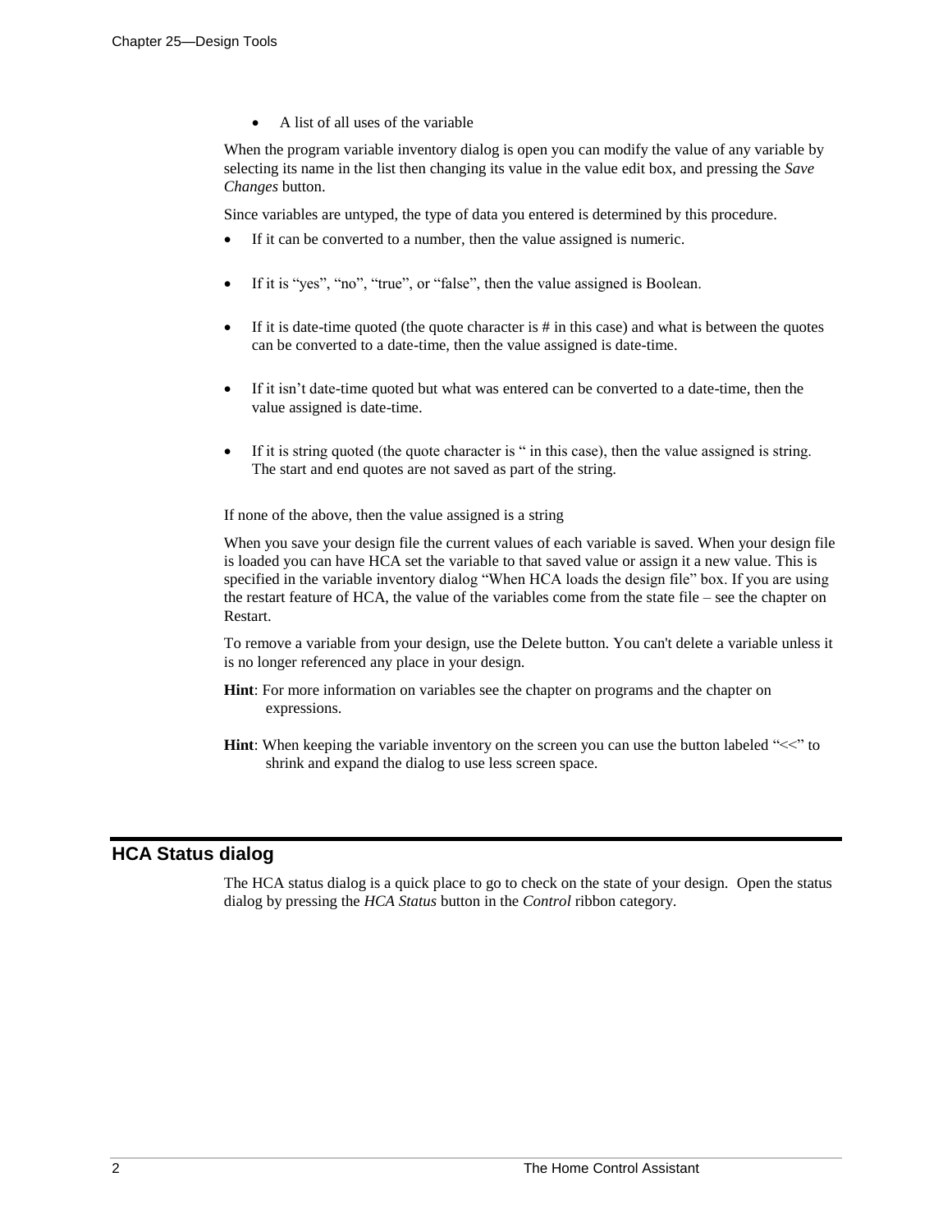- A list of all uses of the variable

When the program variable inventory dialog is open you can modify the value of any variable by selecting its name in the list then changing its value in the value edit box, and pressing the *Save Changes* button.

Since variables are untyped, the type of data you entered is determined by this procedure.

- If it can be converted to a number, then the value assigned is numeric.
- If it is "yes", "no", "true", or "false", then the value assigned is Boolean.
- If it is date-time quoted (the quote character is # in this case) and what is between the quotes can be converted to a date-time, then the value assigned is date-time.
- If it isn't date-time quoted but what was entered can be converted to a date-time, then the value assigned is date-time.
- If it is string quoted (the quote character is " in this case), then the value assigned is string. The start and end quotes are not saved as part of the string.

If none of the above, then the value assigned is a string

When you save your design file the current values of each variable is saved. When your design file is loaded you can have HCA set the variable to that saved value or assign it a new value. This is specified in the variable inventory dialog "When HCA loads the design file" box. If you are using the restart feature of HCA, the value of the variables come from the state file – see the chapter on Restart.

To remove a variable from your design, use the Delete button. You can't delete a variable unless it is no longer referenced any place in your design.

**Hint**: For more information on variables see the chapter on programs and the chapter on expressions.

**Hint**: When keeping the variable inventory on the screen you can use the button labeled "<<" to shrink and expand the dialog to use less screen space.

## HCA Status dialog

The HCA status dialog is a quick place to go to check on the state of your design. Open the status dialog by pressing the *HCA Status* button in the *Control* ribbon category.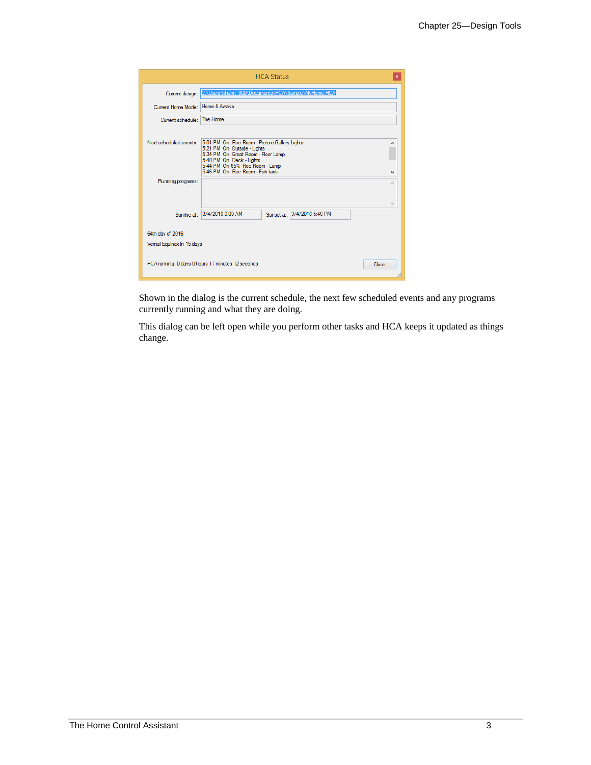Shown in the dialog is the current schedule, the next few scheduled events and any programs currently running and what they are doing.

This dialog can be left open while you perform other tasks and HCA keeps it updated as things change.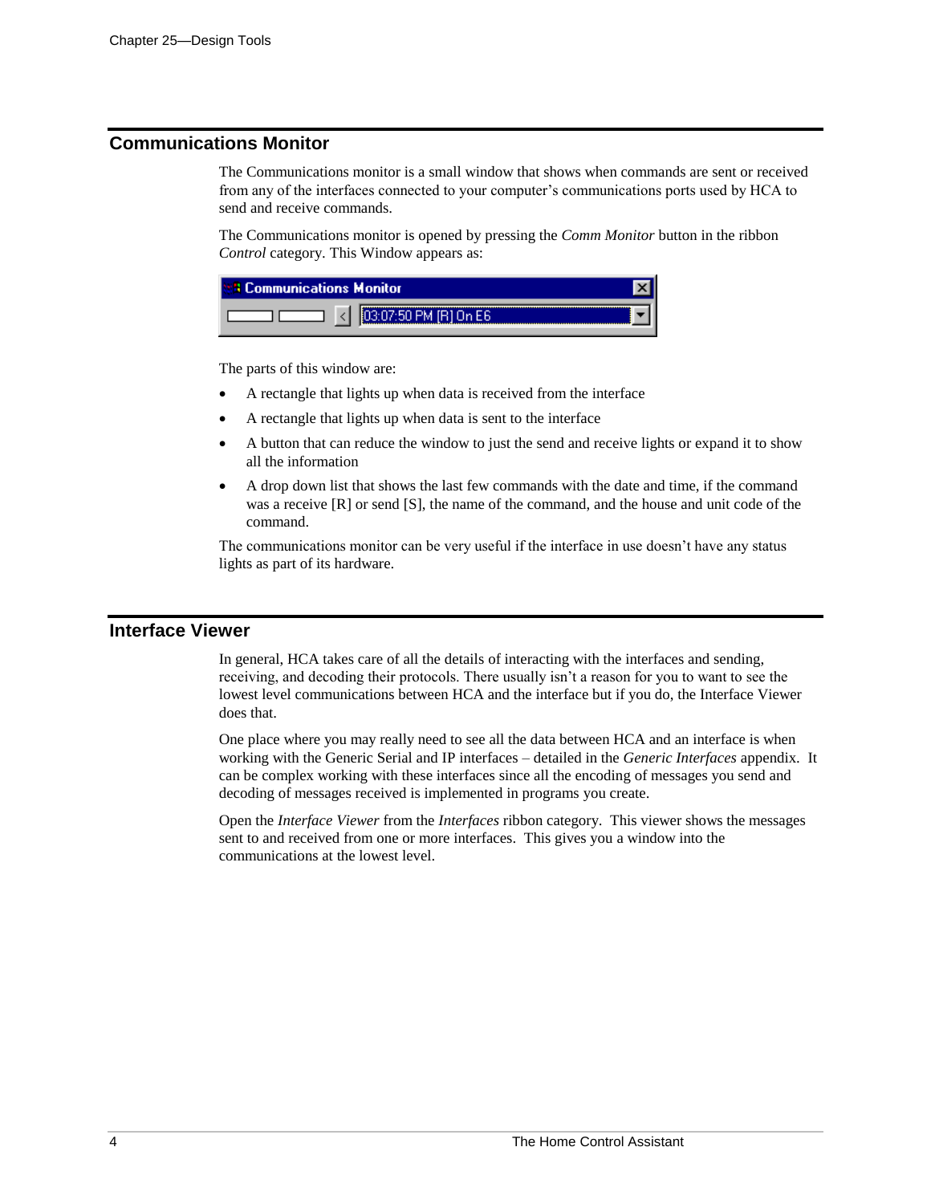## Communications Monitor

The Communications monitor is a small window that shows when commands are sent or received from any of the interfaces connected to your computer's communications ports used by HCA to send and receive commands.

The Communications monitor is opened by pressing the *Comm Monitor* button in the ribbon *Control* category. This Window appears as:

The parts of this window are:

- A rectangle that lights up when data is received from the interface
- A rectangle that lights up when data is sent to the interface
- A button that can reduce the window to just the send and receive lights or expand it to show all the information
- A drop down list that shows the last few commands with the date and time, if the command was a receive [R] or send [S], the name of the command, and the house and unit code of the command.

The communications monitor can be very useful if the interface in use doesn't have any status lights as part of its hardware.

## Interface Viewer

In general, HCA takes care of all the details of interacting with the interfaces and sending, receiving, and decoding their protocols. There usually isn't a reason for you to want to see the lowest level communications between HCA and the interface but if you do, the Interface Viewer does that.

One place where you may really need to see all the data between HCA and an interface is when working with the Generic Serial and IP interfaces – detailed in the *Generic Interfaces* appendix. It can be complex working with these interfaces since all the encoding of messages you send and decoding of messages received is implemented in programs you create.

Open the *Interface Viewer* from the *Interfaces* ribbon category. This viewer shows the messages sent to and received from one or more interfaces. This gives you a window into the communications at the lowest level.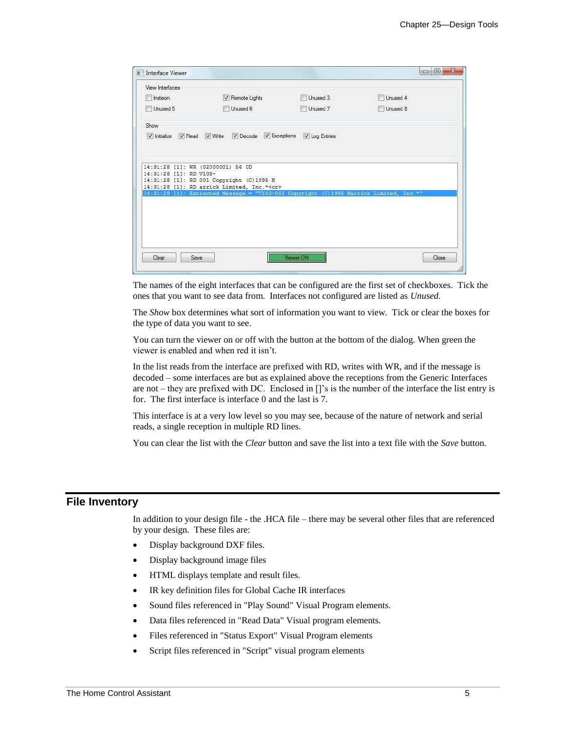The names of the eight interfaces that can be configured are the first set of checkboxes. Tick the ones that you want to see data from. Interfaces not configured are listed as *Unused.*

The *Show* box determines what sort of information you want to view. Tick or clear the boxes for the type of data you want to see.

You can turn the viewer on or off with the button at the bottom of the dialog. When green the viewer is enabled and when red it isn't.

In the list reads from the interface are prefixed with RD, writes with WR, and if the message is decoded – some interfaces are but as explained above the receptions from the Generic Interfaces are not – they are prefixed with DC. Enclosed in []'s is the number of the interface the list entry is for. The first interface is interface 0 and the last is 7.

This interface is at a very low level so you may see, because of the nature of network and serial reads, a single reception in multiple RD lines.

You can clear the list with the *Clear* button and save the list into a text file with the *Save* button.

## File Inventory

In addition to your design file - the .HCA file – there may be several other files that are referenced by your design. These files are:

- Display background DXF files.
- Display background image files
- HTML displays template and result files.
- IR key definition files for Global Cache IR interfaces
- Sound files referenced in "Play Sound" Visual Program elements.
- Data files referenced in "Read Data" Visual program elements.
- Files referenced in "Status Export" Visual Program elements
- Script files referenced in "Script" visual program elements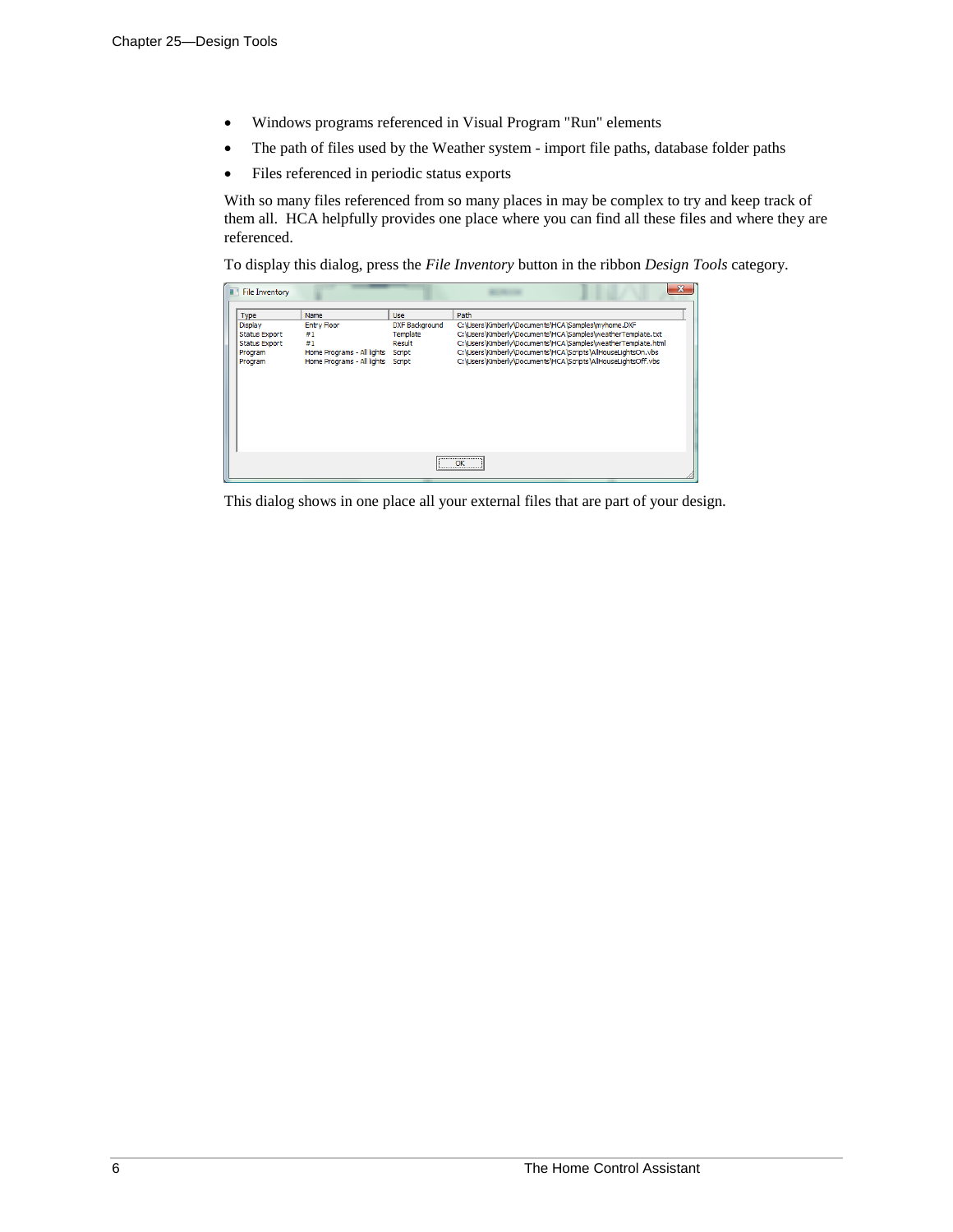- Windows programs referenced in Visual Program "Run" elements
- The path of files used by the Weather system - import file paths, database folder paths
- Files referenced in periodic status exports

With so many files referenced from so many places in may be complex to try and keep track of them all. HCA helpfully provides one place where you can find all these files and where they are referenced.

To display this dialog, press the *File Inventory* button in the ribbon *Design Tools* category.

| Type | Name | Use | Path |
|---|---|---|---|
| Display | Entry Floor | DXF Background | C:\Users\Kimberly\Documents\HCA\Samples\myhome.DXF |
| Status Export | #1 | Template | C:\Users\Kimberly\Documents\HCA\Samples\weatherTemplate.txt |
| Status Export | #1 | Result | C:\Users\Kimberly\Documents\HCA\Samples\weatherTemplate.html |
| Program | Home Programs - All lights | Script | C:\Users\Kimberly\Documents\HCA\Scripts\AllHouseLightsOn.vbs |
| Program | Home Programs - All lights | Script | C:\Users\Kimberly\Documents\HCA\Scripts\AllHouseLightsOff.vbs |

This dialog shows in one place all your external files that are part of your design.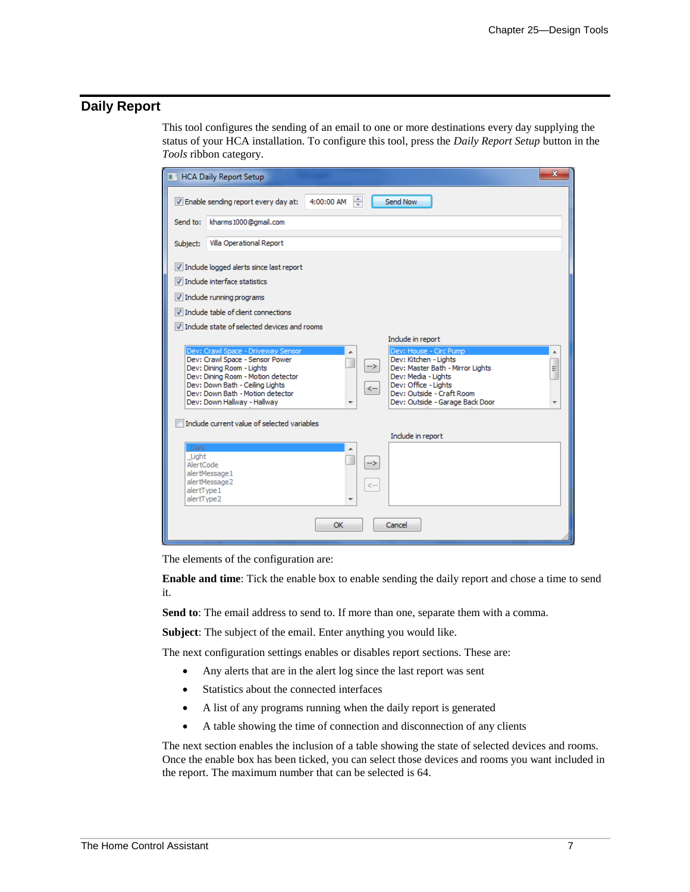## Daily Report

This tool configures the sending of an email to one or more destinations every day supplying the status of your HCA installation. To configure this tool, press the *Daily Report Setup* button in the *Tools* ribbon category.

The elements of the configuration are:

**Enable and time**: Tick the enable box to enable sending the daily report and chose a time to send it.

**Send to**: The email address to send to. If more than one, separate them with a comma.

**Subject**: The subject of the email. Enter anything you would like.

The next configuration settings enables or disables report sections. These are:

- Any alerts that are in the alert log since the last report was sent
- Statistics about the connected interfaces
- A list of any programs running when the daily report is generated
- A table showing the time of connection and disconnection of any clients

The next section enables the inclusion of a table showing the state of selected devices and rooms. Once the enable box has been ticked, you can select those devices and rooms you want included in the report. The maximum number that can be selected is 64.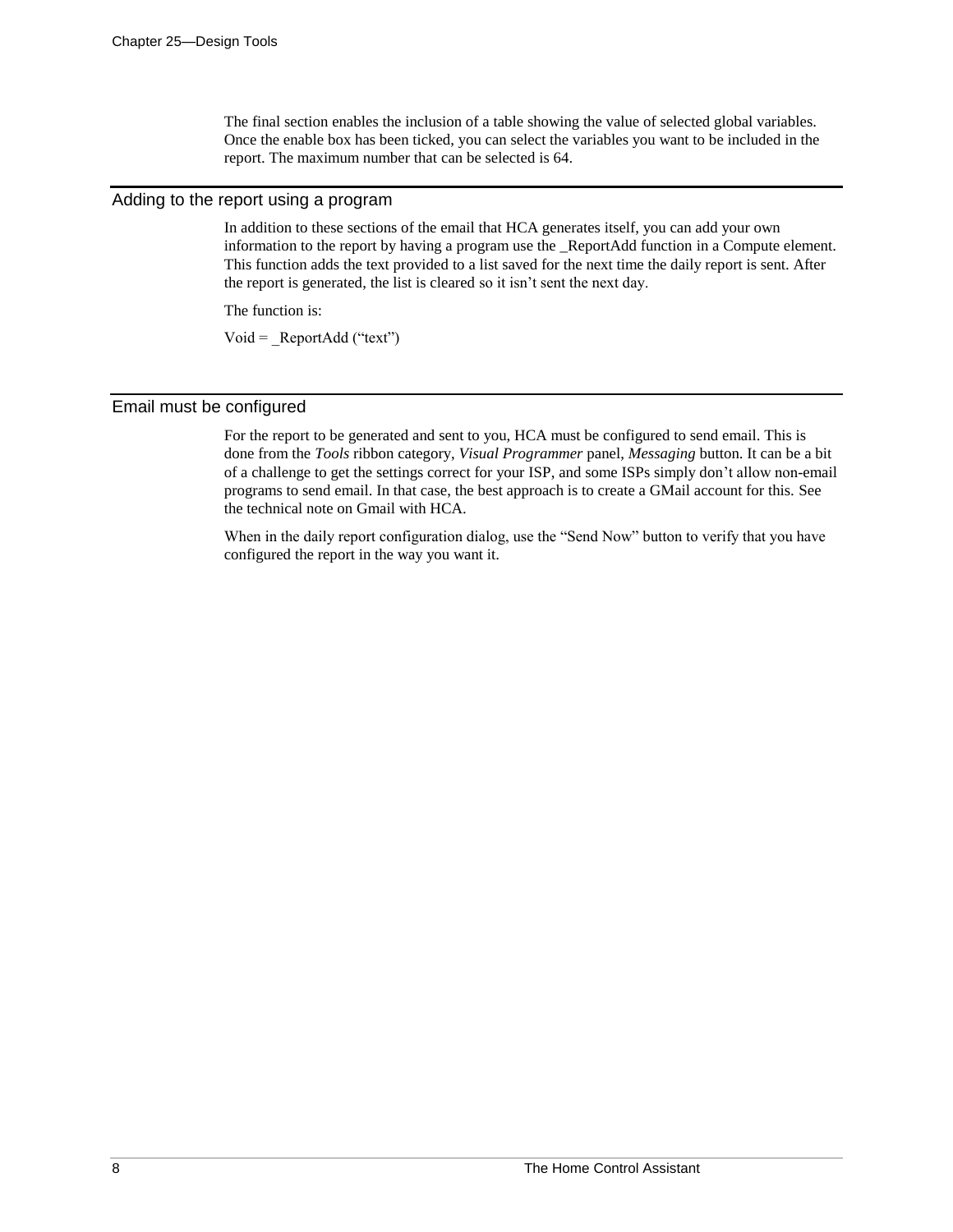The final section enables the inclusion of a table showing the value of selected global variables. Once the enable box has been ticked, you can select the variables you want to be included in the report. The maximum number that can be selected is 64.

## Adding to the report using a program

In addition to these sections of the email that HCA generates itself, you can add your own information to the report by having a program use the _ReportAdd function in a Compute element. This function adds the text provided to a list saved for the next time the daily report is sent. After the report is generated, the list is cleared so it isn't sent the next day.

The function is:

Void = _ReportAdd ("text")

## Email must be configured

For the report to be generated and sent to you, HCA must be configured to send email. This is done from the *Tools* ribbon category, *Visual Programmer* panel, *Messaging* button. It can be a bit of a challenge to get the settings correct for your ISP, and some ISPs simply don't allow non-email programs to send email. In that case, the best approach is to create a GMail account for this. See the technical note on Gmail with HCA.

When in the daily report configuration dialog, use the "Send Now" button to verify that you have configured the report in the way you want it.